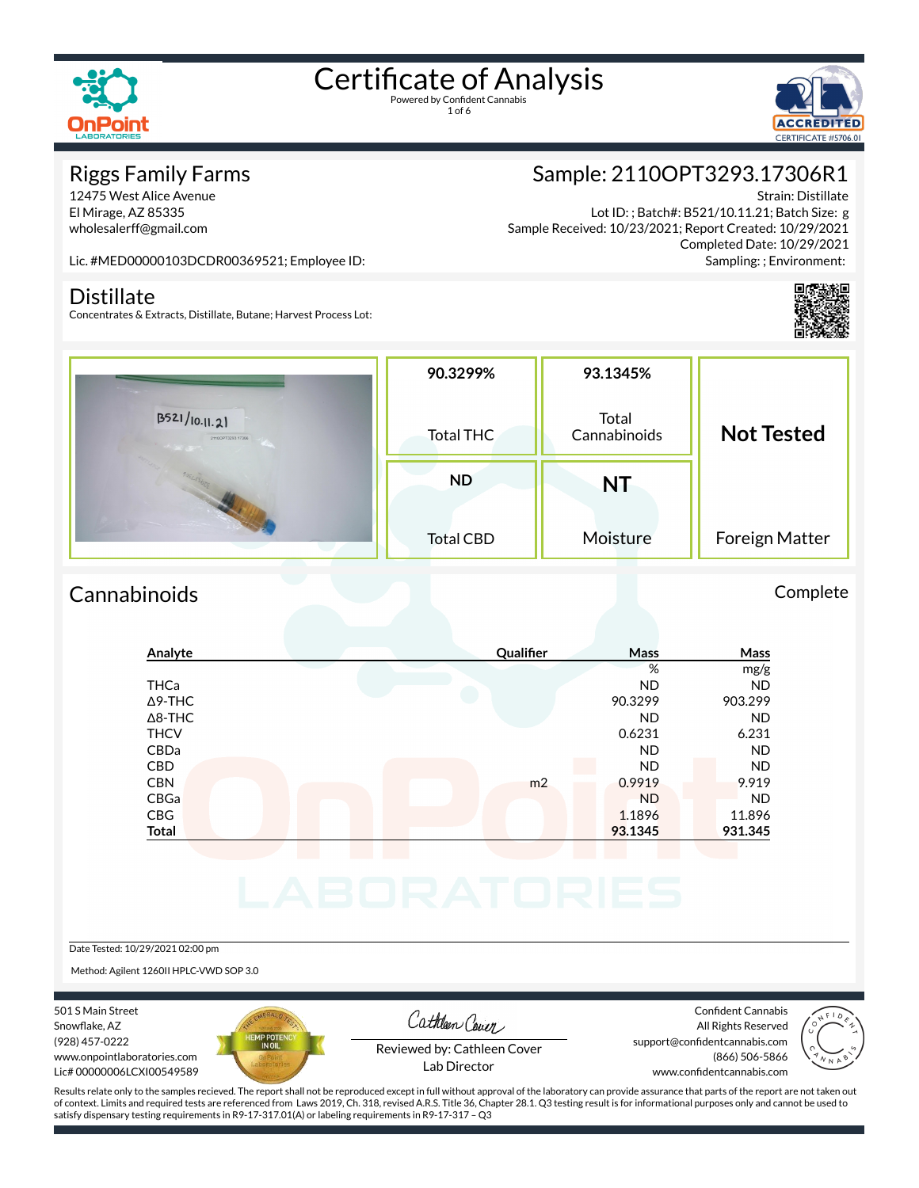# Certificate of Analysis

Powered by Confident Cannabis

## Riggs Family Farms

12475 West Alice Avenue
El Mirage, AZ 85335
wholesalerff@gmail.com

Lic. #MED00000103DCDR00369521; Employee ID:

## Sample: 2110OPT3293.17306R1

Strain: Distillate
Lot ID: ; Batch#: B521/10.11.21; Batch Size: g
Sample Received: 10/23/2021; Report Created: 10/29/2021
Completed Date: 10/29/2021
Sampling: ; Environment:

## Distillate

Concentrates & Extracts, Distillate, Butane; Harvest Process Lot:

| | | |
|---|---|---|
| **90.3299%** Total THC | **93.1345%** Total Cannabinoids | **Not Tested** Foreign Matter |
| **ND** Total CBD | **NT** Moisture | |

## Cannabinoids

Complete

| Analyte | Qualifier | Mass % | Mass mg/g |
|---|---|---|---|
| THCa | | ND | ND |
| Δ9-THC | | 90.3299 | 903.299 |
| Δ8-THC | | ND | ND |
| THCV | | 0.6231 | 6.231 |
| CBDa | | ND | ND |
| CBD | | ND | ND |
| CBN | m2 | 0.9919 | 9.919 |
| CBGa | | ND | ND |
| CBG | | 1.1896 | 11.896 |
| **Total** | | **93.1345** | **931.345** |

Date Tested: 10/29/2021 02:00 pm

Method: Agilent 1260II HPLC-VWD SOP 3.0

501 S Main Street
Snowflake, AZ
(928) 457-0222
www.onpointlaboratories.com
Lic# 00000006LCXI00549589

Reviewed by: Cathleen Cover
Lab Director

Confident Cannabis
All Rights Reserved
support@confidentcannabis.com
(866) 506-5866
www.confidentcannabis.com

Results relate only to the samples recieved. The report shall not be reproduced except in full without approval of the laboratory can provide assurance that parts of the report are not taken out of context. Limits and required tests are referenced from Laws 2019, Ch. 318, revised A.R.S. Title 36, Chapter 28.1. Q3 testing result is for informational purposes only and cannot be used to satisfy dispensary testing requirements in R9-17-317.01(A) or labeling requirements in R9-17-317 – Q3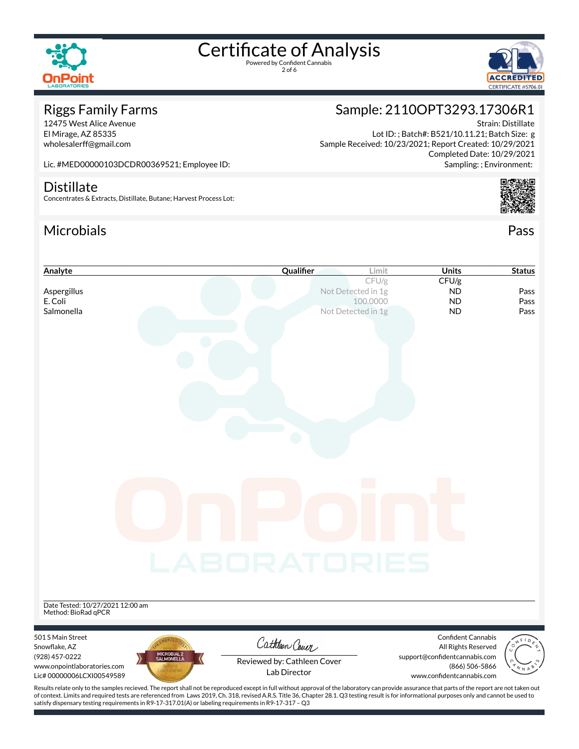# Certificate of Analysis

Powered by Confident Cannabis

## Riggs Family Farms

12475 West Alice Avenue
El Mirage, AZ 85335
wholesalerff@gmail.com

Lic. #MED00000103DCDR00369521; Employee ID:

## Sample: 2110OPT3293.17306R1

Strain: Distillate
Lot ID: ; Batch#: B521/10.11.21; Batch Size: g
Sample Received: 10/23/2021; Report Created: 10/29/2021
Completed Date: 10/29/2021
Sampling: ; Environment:

## Distillate

Concentrates & Extracts, Distillate, Butane; Harvest Process Lot:

## Microbials

Pass

| Analyte | Qualifier | Limit | Units | Status |
|---|---|---|---|---|
| | | CFU/g | CFU/g | |
| Aspergillus | | Not Detected in 1g | ND | Pass |
| E. Coli | | 100.0000 | ND | Pass |
| Salmonella | | Not Detected in 1g | ND | Pass |

Date Tested: 10/27/2021 12:00 am
Method: BioRad qPCR

501 S Main Street
Snowflake, AZ
(928) 457-0222
www.onpointlaboratories.com
Lic# 00000006LCXI00549589

Reviewed by: Cathleen Cover
Lab Director

Confident Cannabis
All Rights Reserved
support@confidentcannabis.com
(866) 506-5866
www.confidentcannabis.com

Results relate only to the samples recieved. The report shall not be reproduced except in full without approval of the laboratory can provide assurance that parts of the report are not taken out of context. Limits and required tests are referenced from Laws 2019, Ch. 318, revised A.R.S. Title 36, Chapter 28.1. Q3 testing result is for informational purposes only and cannot be used to satisfy dispensary testing requirements in R9-17-317.01(A) or labeling requirements in R9-17-317 – Q3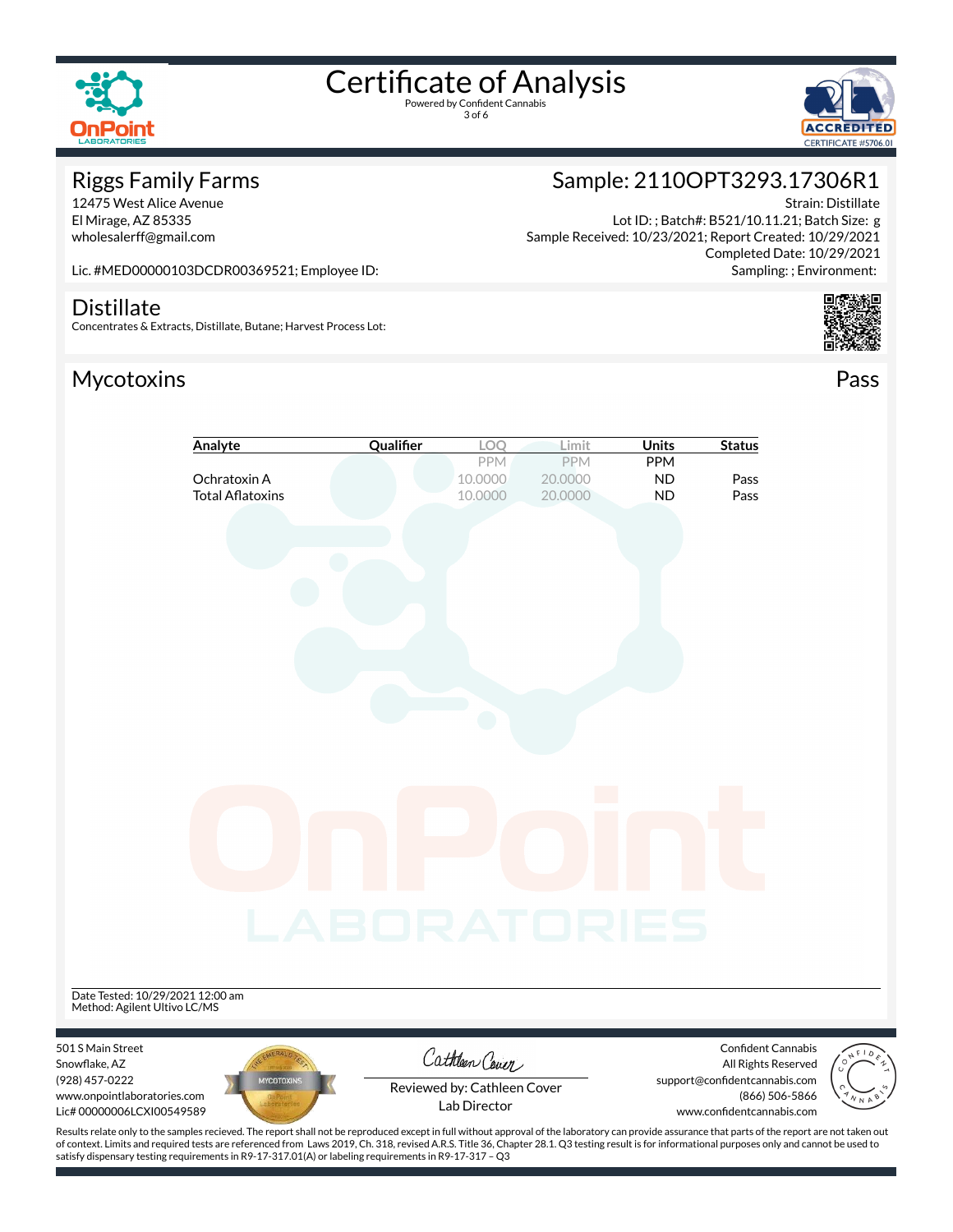# Certificate of Analysis

Powered by Confident Cannabis

## Riggs Family Farms

12475 West Alice Avenue
El Mirage, AZ 85335
wholesalerff@gmail.com

Lic. #MED00000103DCDR00369521; Employee ID:

## Sample: 2110OPT3293.17306R1

Strain: Distillate
Lot ID: ; Batch#: B521/10.11.21; Batch Size: g
Sample Received: 10/23/2021; Report Created: 10/29/2021
Completed Date: 10/29/2021
Sampling: ; Environment:

## Distillate

Concentrates & Extracts, Distillate, Butane; Harvest Process Lot:

## Mycotoxins

Pass

| Analyte | Qualifier | LOQ | Limit | Units | Status |
|---|---|---|---|---|---|
| | | PPM | PPM | PPM | |
| Ochratoxin A | | 10.0000 | 20.0000 | ND | Pass |
| Total Aflatoxins | | 10.0000 | 20.0000 | ND | Pass |

Date Tested: 10/29/2021 12:00 am
Method: Agilent Ultivo LC/MS

501 S Main Street
Snowflake, AZ
(928) 457-0222
www.onpointlaboratories.com
Lic# 00000006LCXI00549589

Reviewed by: Cathleen Cover
Lab Director

Confident Cannabis
All Rights Reserved
support@confidentcannabis.com
(866) 506-5866
www.confidentcannabis.com

Results relate only to the samples recieved. The report shall not be reproduced except in full without approval of the laboratory can provide assurance that parts of the report are not taken out of context. Limits and required tests are referenced from Laws 2019, Ch. 318, revised A.R.S. Title 36, Chapter 28.1. Q3 testing result is for informational purposes only and cannot be used to satisfy dispensary testing requirements in R9-17-317.01(A) or labeling requirements in R9-17-317 – Q3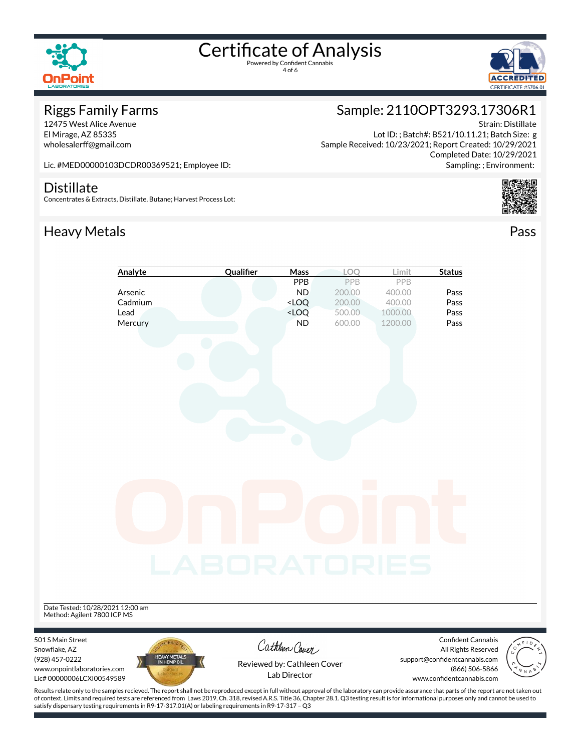# Certificate of Analysis

Powered by Confident Cannabis

## Riggs Family Farms

12475 West Alice Avenue
El Mirage, AZ 85335
wholesalerff@gmail.com

Lic. #MED00000103DCDR00369521; Employee ID:

## Sample: 2110OPT3293.17306R1

Strain: Distillate
Lot ID: ; Batch#: B521/10.11.21; Batch Size: g
Sample Received: 10/23/2021; Report Created: 10/29/2021
Completed Date: 10/29/2021
Sampling: ; Environment:

## Distillate

Concentrates & Extracts, Distillate, Butane; Harvest Process Lot:

## Heavy Metals

Pass

| Analyte | Qualifier | Mass | LOQ | Limit | Status |
|---|---|---|---|---|---|
| | | PPB | PPB | PPB | |
| Arsenic | | ND | 200.00 | 400.00 | Pass |
| Cadmium | | <LOQ | 200.00 | 400.00 | Pass |
| Lead | | <LOQ | 500.00 | 1000.00 | Pass |
| Mercury | | ND | 600.00 | 1200.00 | Pass |

Date Tested: 10/28/2021 12:00 am
Method: Agilent 7800 ICP MS

501 S Main Street
Snowflake, AZ
(928) 457-0222
www.onpointlaboratories.com
Lic# 00000006LCXI00549589

Reviewed by: Cathleen Cover
Lab Director

Confident Cannabis
All Rights Reserved
support@confidentcannabis.com
(866) 506-5866
www.confidentcannabis.com

Results relate only to the samples recieved. The report shall not be reproduced except in full without approval of the laboratory can provide assurance that parts of the report are not taken out of context. Limits and required tests are referenced from Laws 2019, Ch. 318, revised A.R.S. Title 36, Chapter 28.1. Q3 testing result is for informational purposes only and cannot be used to satisfy dispensary testing requirements in R9-17-317.01(A) or labeling requirements in R9-17-317 – Q3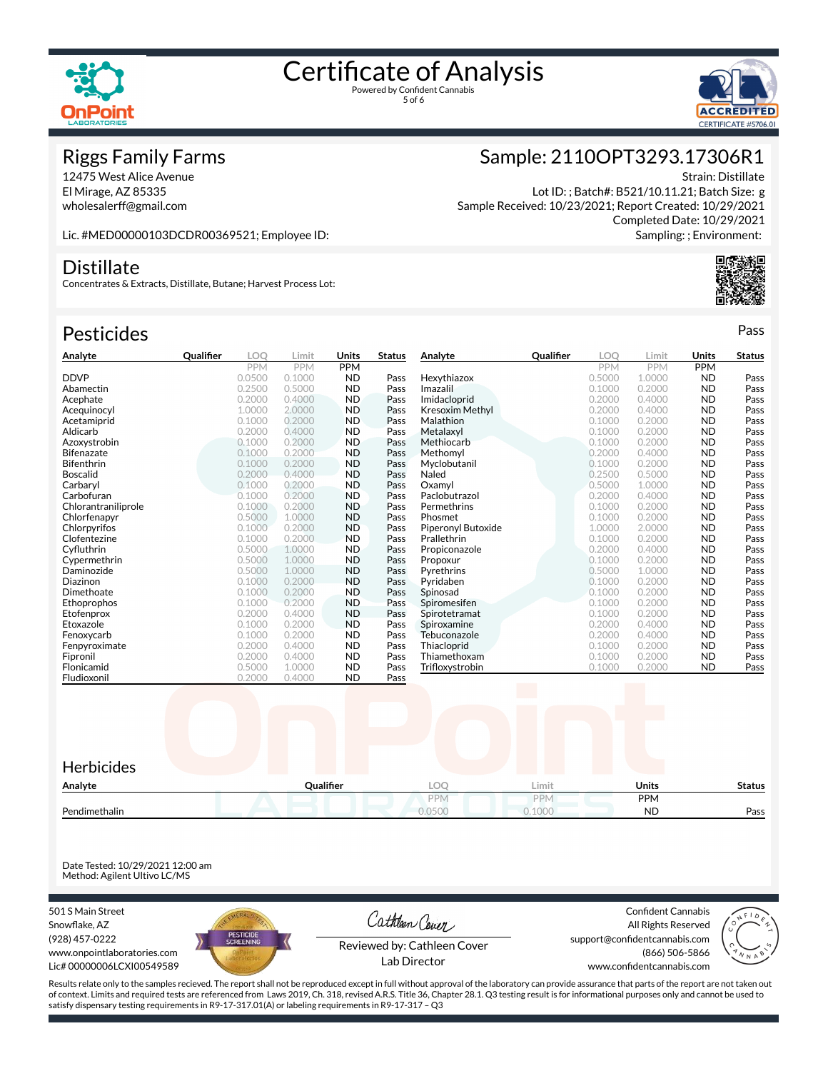# Certificate of Analysis

Powered by Confident Cannabis

## Riggs Family Farms

12475 West Alice Avenue
El Mirage, AZ 85335
wholesalerff@gmail.com

Lic. #MED00000103DCDR00369521; Employee ID:

## Sample: 2110OPT3293.17306R1

Strain: Distillate
Lot ID: ; Batch#: B521/10.11.21; Batch Size: g
Sample Received: 10/23/2021; Report Created: 10/29/2021
Completed Date: 10/29/2021
Sampling: ; Environment:

## Distillate

Concentrates & Extracts, Distillate, Butane; Harvest Process Lot:

## Pesticides

Pass

| Analyte | Qualifier | LOQ | Limit | Units | Status |
|---|---|---|---|---|---|
| | | PPM | PPM | PPM | |
| DDVP | | 0.0500 | 0.1000 | ND | Pass |
| Abamectin | | 0.2500 | 0.5000 | ND | Pass |
| Acephate | | 0.2000 | 0.4000 | ND | Pass |
| Acequinocyl | | 1.0000 | 2.0000 | ND | Pass |
| Acetamiprid | | 0.1000 | 0.2000 | ND | Pass |
| Aldicarb | | 0.2000 | 0.4000 | ND | Pass |
| Azoxystrobin | | 0.1000 | 0.2000 | ND | Pass |
| Bifenazate | | 0.1000 | 0.2000 | ND | Pass |
| Bifenthrin | | 0.1000 | 0.2000 | ND | Pass |
| Boscalid | | 0.2000 | 0.4000 | ND | Pass |
| Carbaryl | | 0.1000 | 0.2000 | ND | Pass |
| Carbofuran | | 0.1000 | 0.2000 | ND | Pass |
| Chlorantraniliprole | | 0.1000 | 0.2000 | ND | Pass |
| Chlorfenapyr | | 0.5000 | 1.0000 | ND | Pass |
| Chlorpyrifos | | 0.1000 | 0.2000 | ND | Pass |
| Clofentezine | | 0.1000 | 0.2000 | ND | Pass |
| Cyfluthrin | | 0.5000 | 1.0000 | ND | Pass |
| Cypermethrin | | 0.5000 | 1.0000 | ND | Pass |
| Daminozide | | 0.5000 | 1.0000 | ND | Pass |
| Diazinon | | 0.1000 | 0.2000 | ND | Pass |
| Dimethoate | | 0.1000 | 0.2000 | ND | Pass |
| Ethoprophos | | 0.1000 | 0.2000 | ND | Pass |
| Etofenprox | | 0.2000 | 0.4000 | ND | Pass |
| Etoxazole | | 0.1000 | 0.2000 | ND | Pass |
| Fenoxycarb | | 0.1000 | 0.2000 | ND | Pass |
| Fenpyroximate | | 0.2000 | 0.4000 | ND | Pass |
| Fipronil | | 0.2000 | 0.4000 | ND | Pass |
| Flonicamid | | 0.5000 | 1.0000 | ND | Pass |
| Fludioxonil | | 0.2000 | 0.4000 | ND | Pass |
| Hexythiazox | | 0.5000 | 1.0000 | ND | Pass |
| Imazalil | | 0.1000 | 0.2000 | ND | Pass |
| Imidacloprid | | 0.2000 | 0.4000 | ND | Pass |
| Kresoxim Methyl | | 0.2000 | 0.4000 | ND | Pass |
| Malathion | | 0.1000 | 0.2000 | ND | Pass |
| Metalaxyl | | 0.1000 | 0.2000 | ND | Pass |
| Methiocarb | | 0.1000 | 0.2000 | ND | Pass |
| Methomyl | | 0.2000 | 0.4000 | ND | Pass |
| Myclobutanil | | 0.1000 | 0.2000 | ND | Pass |
| Naled | | 0.2500 | 0.5000 | ND | Pass |
| Oxamyl | | 0.5000 | 1.0000 | ND | Pass |
| Paclobutrazol | | 0.2000 | 0.4000 | ND | Pass |
| Permethrins | | 0.1000 | 0.2000 | ND | Pass |
| Phosmet | | 0.1000 | 0.2000 | ND | Pass |
| Piperonyl Butoxide | | 1.0000 | 2.0000 | ND | Pass |
| Prallethrin | | 0.1000 | 0.2000 | ND | Pass |
| Propiconazole | | 0.2000 | 0.4000 | ND | Pass |
| Propoxur | | 0.1000 | 0.2000 | ND | Pass |
| Pyrethrins | | 0.5000 | 1.0000 | ND | Pass |
| Pyridaben | | 0.1000 | 0.2000 | ND | Pass |
| Spinosad | | 0.1000 | 0.2000 | ND | Pass |
| Spiromesifen | | 0.1000 | 0.2000 | ND | Pass |
| Spirotetramat | | 0.1000 | 0.2000 | ND | Pass |
| Spiroxamine | | 0.2000 | 0.4000 | ND | Pass |
| Tebuconazole | | 0.2000 | 0.4000 | ND | Pass |
| Thiacloprid | | 0.1000 | 0.2000 | ND | Pass |
| Thiamethoxam | | 0.1000 | 0.2000 | ND | Pass |
| Trifloxystrobin | | 0.1000 | 0.2000 | ND | Pass |

## Herbicides

| Analyte | Qualifier | LOQ | Limit | Units | Status |
|---|---|---|---|---|---|
| | | PPM | PPM | PPM | |
| Pendimethalin | | 0.0500 | 0.1000 | ND | Pass |

Date Tested: 10/29/2021 12:00 am
Method: Agilent Ultivo LC/MS

501 S Main Street
Snowflake, AZ
(928) 457-0222
www.onpointlaboratories.com
Lic# 00000006LCXI00549589

Reviewed by: Cathleen Cover
Lab Director

Confident Cannabis
All Rights Reserved
support@confidentcannabis.com
(866) 506-5866
www.confidentcannabis.com

Results relate only to the samples recieved. The report shall not be reproduced except in full without approval of the laboratory can provide assurance that parts of the report are not taken out of context. Limits and required tests are referenced from Laws 2019, Ch. 318, revised A.R.S. Title 36, Chapter 28.1. Q3 testing result is for informational purposes only and cannot be used to satisfy dispensary testing requirements in R9-17-317.01(A) or labeling requirements in R9-17-317 – Q3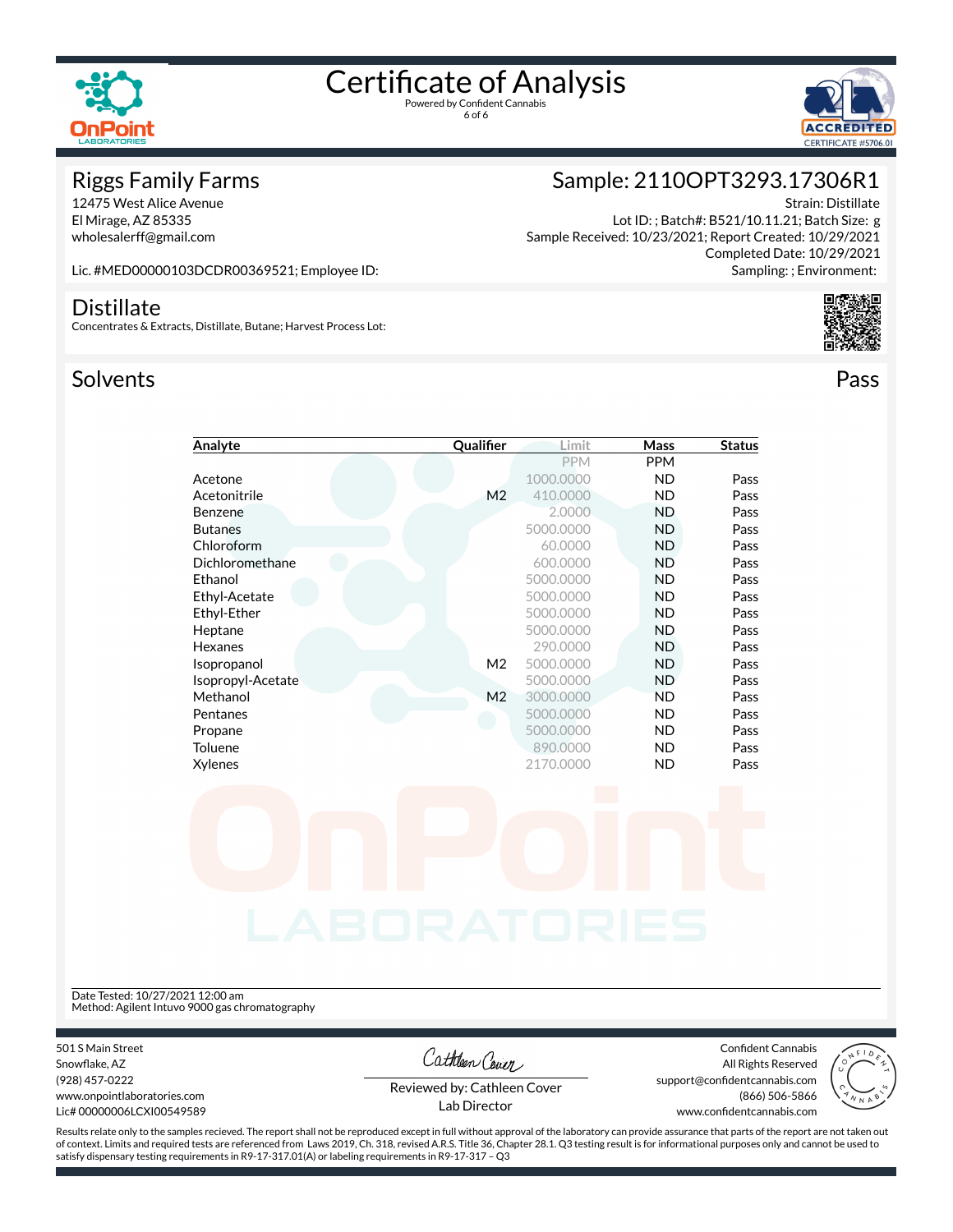# Certificate of Analysis

Powered by Confident Cannabis

## Riggs Family Farms

12475 West Alice Avenue
El Mirage, AZ 85335
wholesalerff@gmail.com

Lic. #MED00000103DCDR00369521; Employee ID:

## Sample: 2110OPT3293.17306R1

Strain: Distillate
Lot ID: ; Batch#: B521/10.11.21; Batch Size: g
Sample Received: 10/23/2021; Report Created: 10/29/2021
Completed Date: 10/29/2021
Sampling: ; Environment:

## Distillate

Concentrates & Extracts, Distillate, Butane; Harvest Process Lot:

## Solvents

Pass

| Analyte | Qualifier | Limit | Mass | Status |
|---|---|---|---|---|
| | | PPM | PPM | |
| Acetone | | 1000.0000 | ND | Pass |
| Acetonitrile | M2 | 410.0000 | ND | Pass |
| Benzene | | 2.0000 | ND | Pass |
| Butanes | | 5000.0000 | ND | Pass |
| Chloroform | | 60.0000 | ND | Pass |
| Dichloromethane | | 600.0000 | ND | Pass |
| Ethanol | | 5000.0000 | ND | Pass |
| Ethyl-Acetate | | 5000.0000 | ND | Pass |
| Ethyl-Ether | | 5000.0000 | ND | Pass |
| Heptane | | 5000.0000 | ND | Pass |
| Hexanes | | 290.0000 | ND | Pass |
| Isopropanol | M2 | 5000.0000 | ND | Pass |
| Isopropyl-Acetate | | 5000.0000 | ND | Pass |
| Methanol | M2 | 3000.0000 | ND | Pass |
| Pentanes | | 5000.0000 | ND | Pass |
| Propane | | 5000.0000 | ND | Pass |
| Toluene | | 890.0000 | ND | Pass |
| Xylenes | | 2170.0000 | ND | Pass |

Date Tested: 10/27/2021 12:00 am
Method: Agilent Intuvo 9000 gas chromatography

501 S Main Street
Snowflake, AZ
(928) 457-0222
www.onpointlaboratories.com
Lic# 00000006LCXI00549589

Reviewed by: Cathleen Cover
Lab Director

Confident Cannabis
All Rights Reserved
support@confidentcannabis.com
(866) 506-5866
www.confidentcannabis.com

Results relate only to the samples recieved. The report shall not be reproduced except in full without approval of the laboratory can provide assurance that parts of the report are not taken out of context. Limits and required tests are referenced from Laws 2019, Ch. 318, revised A.R.S. Title 36, Chapter 28.1. Q3 testing result is for informational purposes only and cannot be used to satisfy dispensary testing requirements in R9-17-317.01(A) or labeling requirements in R9-17-317 – Q3